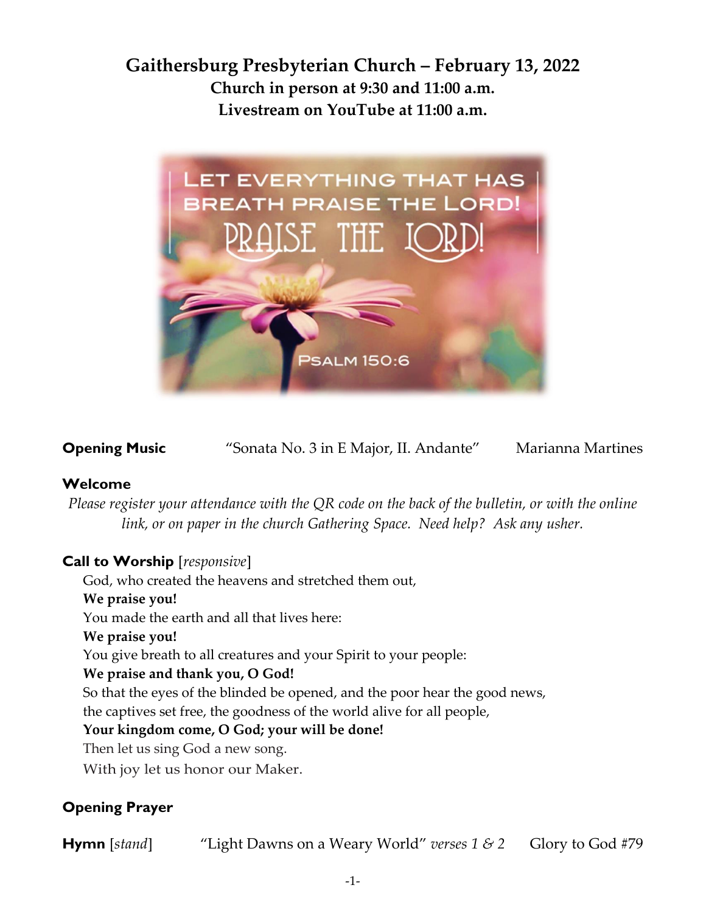# Gaithersburg Presbyterian Church – February 13, 2022

**Church in person at 9:30 and 11:00 a.m.**
**Livestream on YouTube at 11:00 a.m.**

LET EVERYTHING THAT HAS BREATH PRAISE THE LORD!
PRAISE THE LORD!
PSALM 150:6

**Opening Music** "Sonata No. 3 in E Major, II. Andante" Marianna Martines

**Welcome**

*Please register your attendance with the QR code on the back of the bulletin, or with the online link, or on paper in the church Gathering Space. Need help? Ask any usher.*

**Call to Worship** [*responsive*]

God, who created the heavens and stretched them out,
**We praise you!**
You made the earth and all that lives here:
**We praise you!**
You give breath to all creatures and your Spirit to your people:
**We praise and thank you, O God!**
So that the eyes of the blinded be opened, and the poor hear the good news,
the captives set free, the goodness of the world alive for all people,
**Your kingdom come, O God; your will be done!**
Then let us sing God a new song.
With joy let us honor our Maker.

**Opening Prayer**

**Hymn** [*stand*] "Light Dawns on a Weary World" *verses 1 & 2* Glory to God #79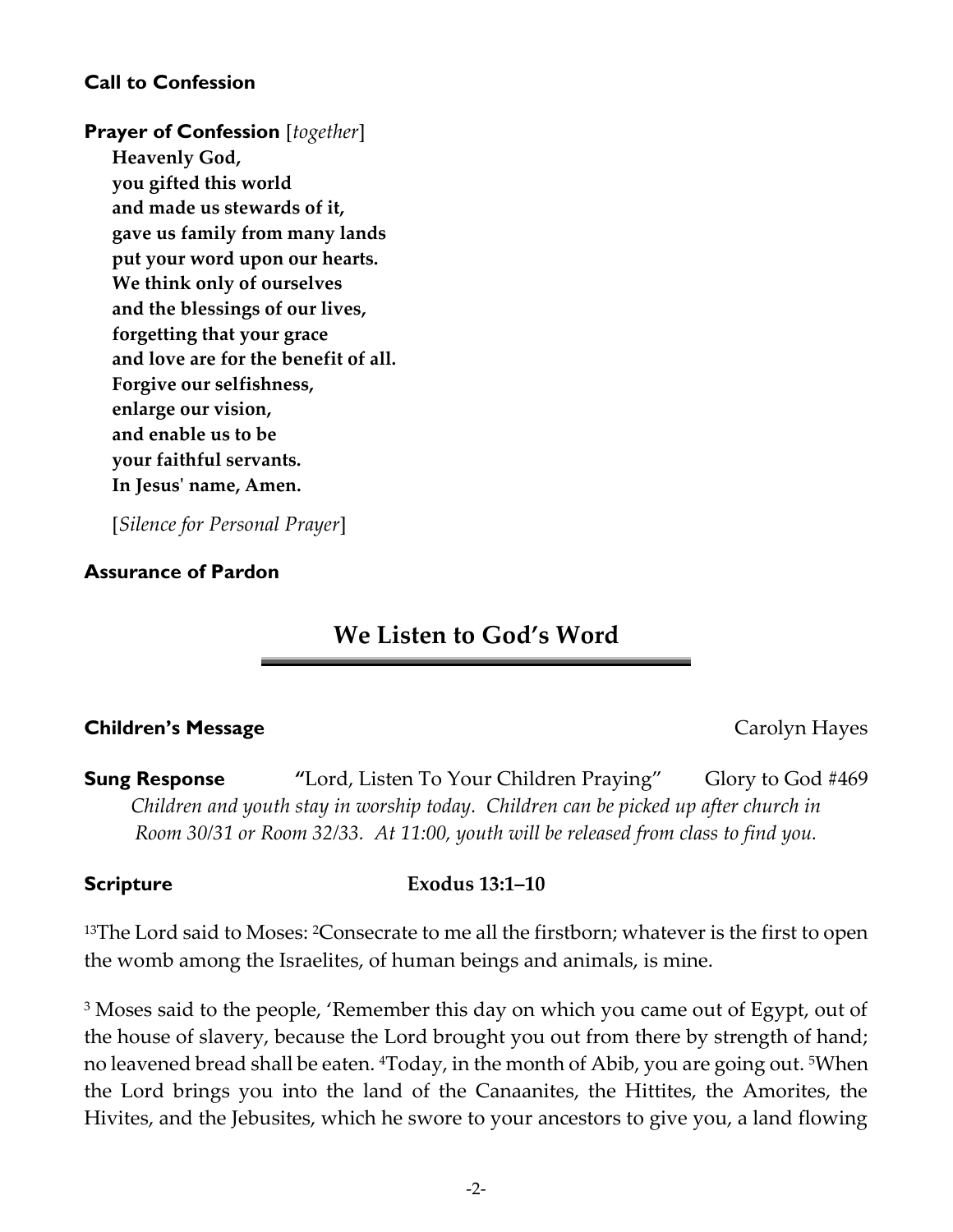**Call to Confession**

**Prayer of Confession** [*together*]

**Heavenly God,
you gifted this world
and made us stewards of it,
gave us family from many lands
put your word upon our hearts.
We think only of ourselves
and the blessings of our lives,
forgetting that your grace
and love are for the benefit of all.
Forgive our selfishness,
enlarge our vision,
and enable us to be
your faithful servants.
In Jesus' name, Amen.**

[*Silence for Personal Prayer*]

**Assurance of Pardon**

## We Listen to God's Word

**Children's Message** Carolyn Hayes

**Sung Response** **"**Lord, Listen To Your Children Praying" Glory to God #469

*Children and youth stay in worship today. Children can be picked up after church in Room 30/31 or Room 32/33. At 11:00, youth will be released from class to find you.*

**Scripture** **Exodus 13:1–10**

[13]The Lord said to Moses: [2]Consecrate to me all the firstborn; whatever is the first to open the womb among the Israelites, of human beings and animals, is mine.

[3] Moses said to the people, 'Remember this day on which you came out of Egypt, out of the house of slavery, because the Lord brought you out from there by strength of hand; no leavened bread shall be eaten. [4]Today, in the month of Abib, you are going out. [5]When the Lord brings you into the land of the Canaanites, the Hittites, the Amorites, the Hivites, and the Jebusites, which he swore to your ancestors to give you, a land flowing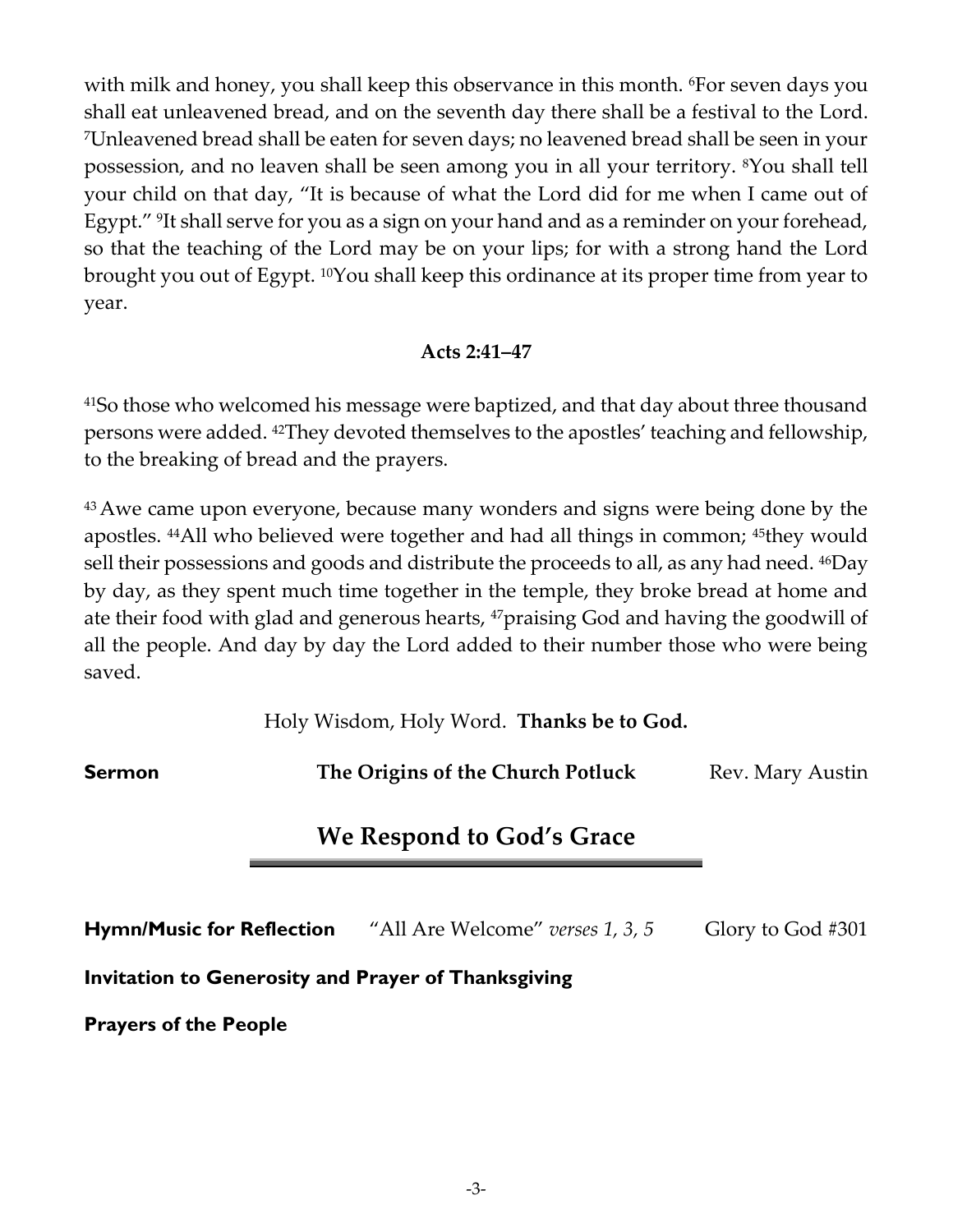with milk and honey, you shall keep this observance in this month. [6]For seven days you shall eat unleavened bread, and on the seventh day there shall be a festival to the Lord. [7]Unleavened bread shall be eaten for seven days; no leavened bread shall be seen in your possession, and no leaven shall be seen among you in all your territory. [8]You shall tell your child on that day, "It is because of what the Lord did for me when I came out of Egypt." [9]It shall serve for you as a sign on your hand and as a reminder on your forehead, so that the teaching of the Lord may be on your lips; for with a strong hand the Lord brought you out of Egypt. [10]You shall keep this ordinance at its proper time from year to year.

**Acts 2:41–47**

[41]So those who welcomed his message were baptized, and that day about three thousand persons were added. [42]They devoted themselves to the apostles' teaching and fellowship, to the breaking of bread and the prayers.

[43] Awe came upon everyone, because many wonders and signs were being done by the apostles. [44]All who believed were together and had all things in common; [45]they would sell their possessions and goods and distribute the proceeds to all, as any had need. [46]Day by day, as they spent much time together in the temple, they broke bread at home and ate their food with glad and generous hearts, [47]praising God and having the goodwill of all the people. And day by day the Lord added to their number those who were being saved.

Holy Wisdom, Holy Word. **Thanks be to God.**

**Sermon** **The Origins of the Church Potluck** Rev. Mary Austin

## We Respond to God's Grace

**Hymn/Music for Reflection** "All Are Welcome" *verses 1, 3, 5* Glory to God #301

**Invitation to Generosity and Prayer of Thanksgiving**

**Prayers of the People**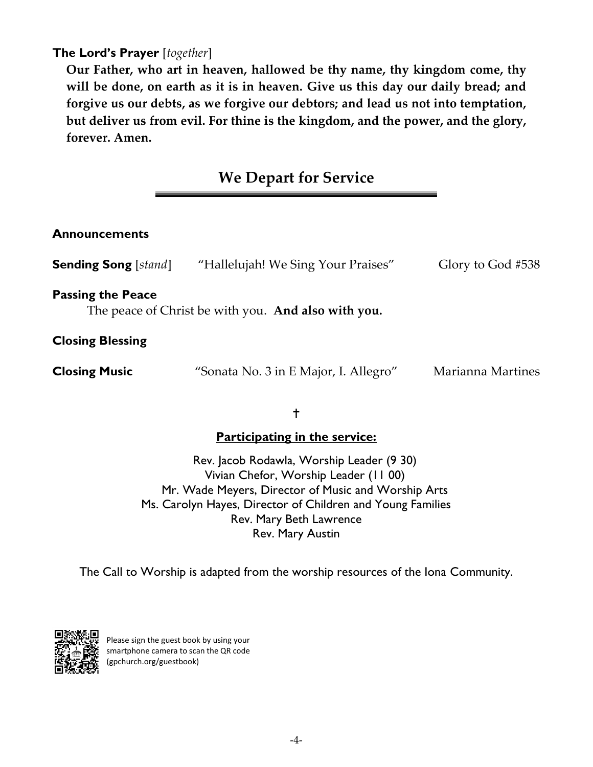**The Lord's Prayer** [*together*]

**Our Father, who art in heaven, hallowed be thy name, thy kingdom come, thy will be done, on earth as it is in heaven. Give us this day our daily bread; and forgive us our debts, as we forgive our debtors; and lead us not into temptation, but deliver us from evil. For thine is the kingdom, and the power, and the glory, forever. Amen.**

## We Depart for Service

**Announcements**

**Sending Song** [*stand*] "Hallelujah! We Sing Your Praises" Glory to God #538

**Passing the Peace**

The peace of Christ be with you. **And also with you.**

**Closing Blessing**

**Closing Music** "Sonata No. 3 in E Major, I. Allegro" Marianna Martines

†

**Participating in the service:**

Rev. Jacob Rodawla, Worship Leader (9 30)
Vivian Chefor, Worship Leader (11 00)
Mr. Wade Meyers, Director of Music and Worship Arts
Ms. Carolyn Hayes, Director of Children and Young Families
Rev. Mary Beth Lawrence
Rev. Mary Austin

The Call to Worship is adapted from the worship resources of the Iona Community.

Please sign the guest book by using your smartphone camera to scan the QR code (gpchurch.org/guestbook)